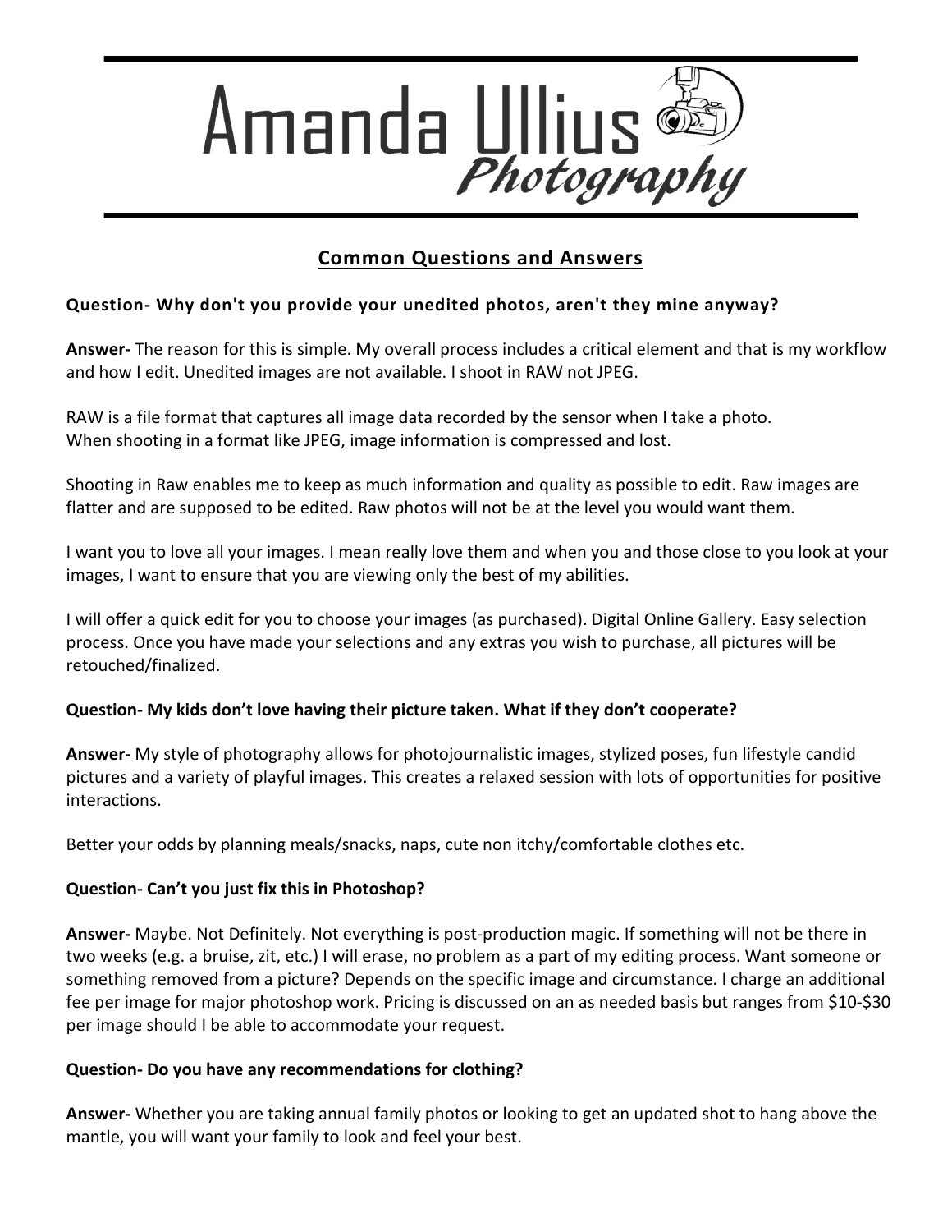# Amanda Ullius Photography

## Common Questions and Answers

**Question- Why don't you provide your unedited photos, aren't they mine anyway?**

**Answer-** The reason for this is simple. My overall process includes a critical element and that is my workflow and how I edit. Unedited images are not available. I shoot in RAW not JPEG.

RAW is a file format that captures all image data recorded by the sensor when I take a photo.
When shooting in a format like JPEG, image information is compressed and lost.

Shooting in Raw enables me to keep as much information and quality as possible to edit. Raw images are flatter and are supposed to be edited. Raw photos will not be at the level you would want them.

I want you to love all your images. I mean really love them and when you and those close to you look at your images, I want to ensure that you are viewing only the best of my abilities.

I will offer a quick edit for you to choose your images (as purchased). Digital Online Gallery. Easy selection process. Once you have made your selections and any extras you wish to purchase, all pictures will be retouched/finalized.

**Question- My kids don't love having their picture taken. What if they don't cooperate?**

**Answer-** My style of photography allows for photojournalistic images, stylized poses, fun lifestyle candid pictures and a variety of playful images. This creates a relaxed session with lots of opportunities for positive interactions.

Better your odds by planning meals/snacks, naps, cute non itchy/comfortable clothes etc.

**Question- Can't you just fix this in Photoshop?**

**Answer-** Maybe. Not Definitely. Not everything is post-production magic. If something will not be there in two weeks (e.g. a bruise, zit, etc.) I will erase, no problem as a part of my editing process. Want someone or something removed from a picture? Depends on the specific image and circumstance. I charge an additional fee per image for major photoshop work. Pricing is discussed on an as needed basis but ranges from $10-$30 per image should I be able to accommodate your request.

**Question- Do you have any recommendations for clothing?**

**Answer-** Whether you are taking annual family photos or looking to get an updated shot to hang above the mantle, you will want your family to look and feel your best.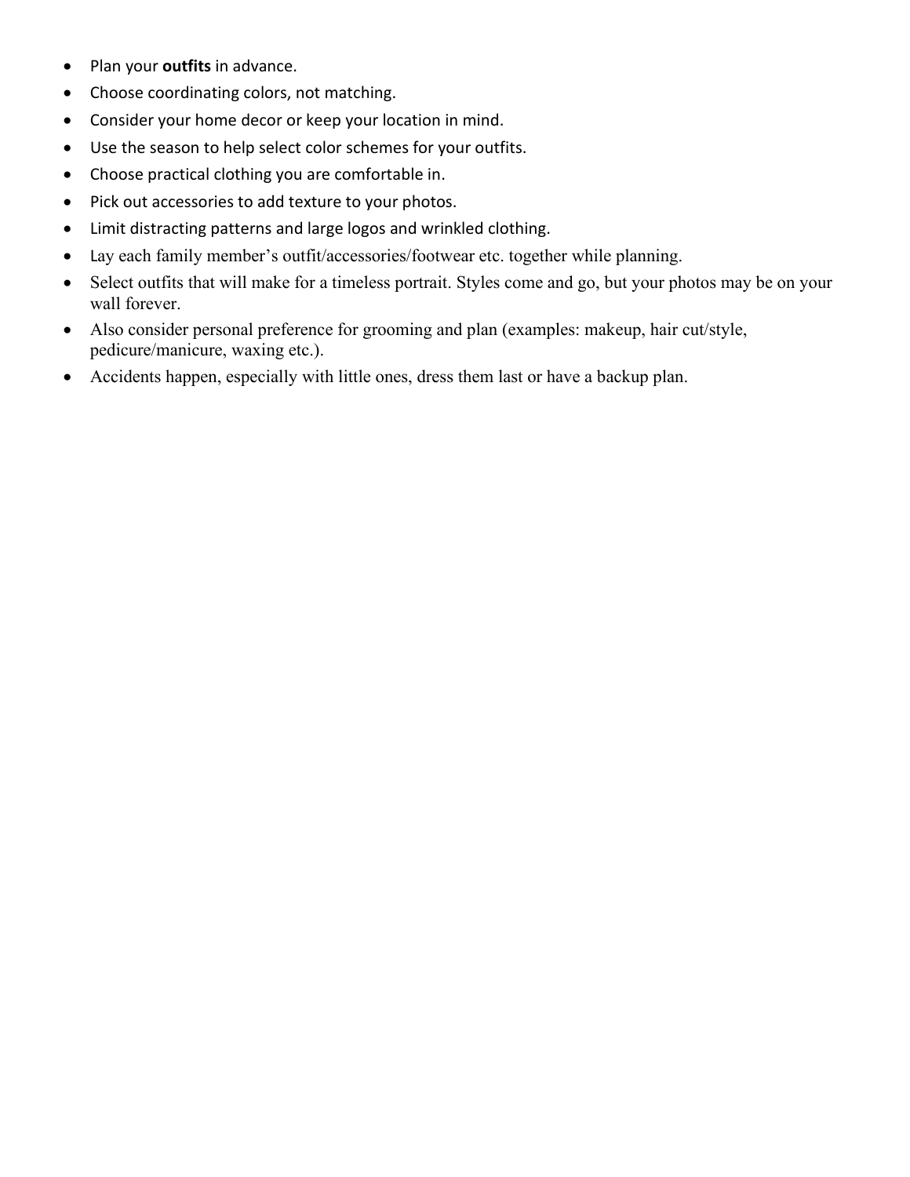- Plan your **outfits** in advance.
- Choose coordinating colors, not matching.
- Consider your home decor or keep your location in mind.
- Use the season to help select color schemes for your outfits.
- Choose practical clothing you are comfortable in.
- Pick out accessories to add texture to your photos.
- Limit distracting patterns and large logos and wrinkled clothing.
- Lay each family member's outfit/accessories/footwear etc. together while planning.
- Select outfits that will make for a timeless portrait. Styles come and go, but your photos may be on your wall forever.
- Also consider personal preference for grooming and plan (examples: makeup, hair cut/style, pedicure/manicure, waxing etc.).
- Accidents happen, especially with little ones, dress them last or have a backup plan.